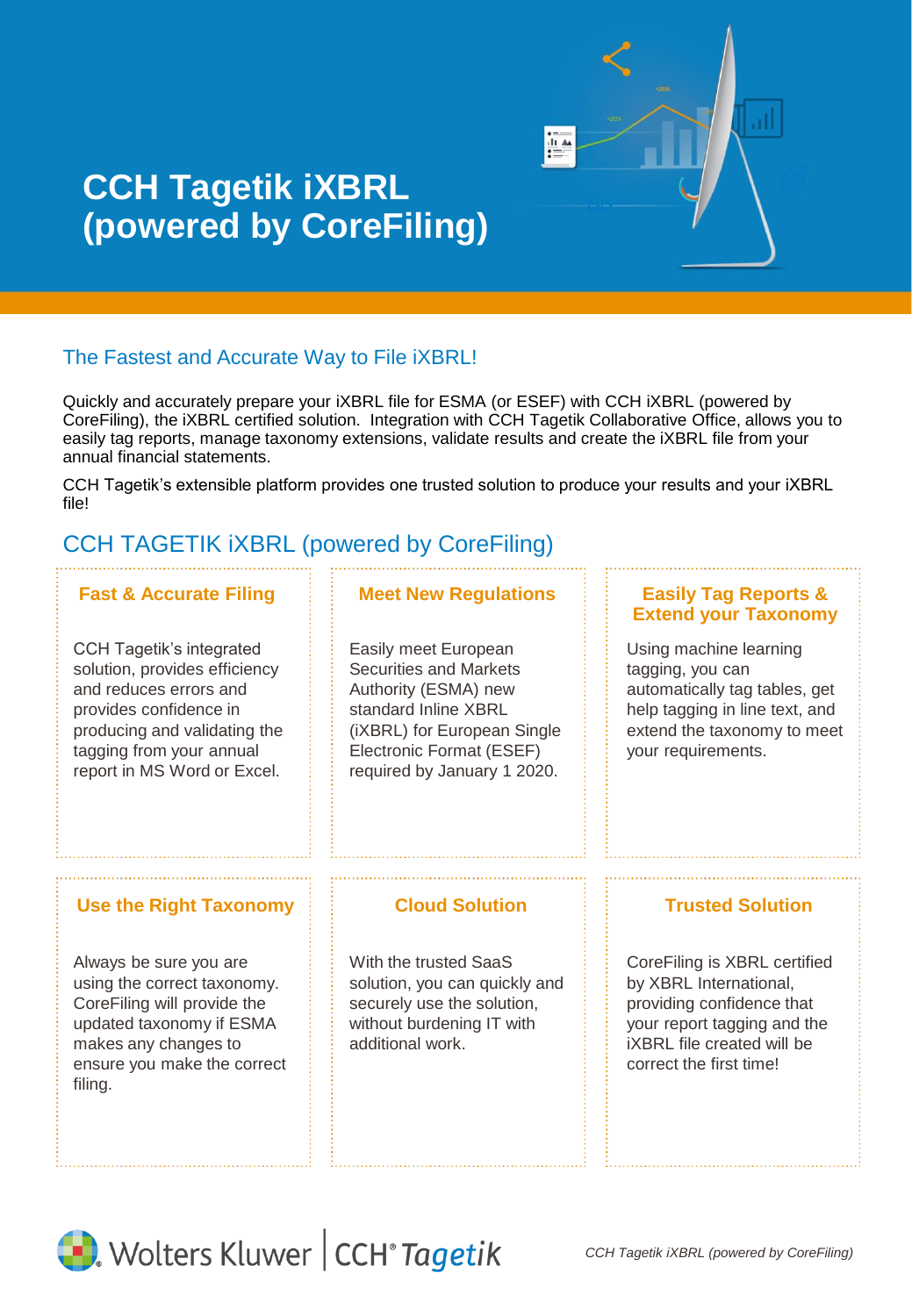# CCH Tagetik iXBRL (powered by CoreFiling)

## The Fastest and Accurate Way to File iXBRL!

Quickly and accurately prepare your iXBRL file for ESMA (or ESEF) with CCH iXBRL (powered by CoreFiling), the iXBRL certified solution. Integration with CCH Tagetik Collaborative Office, allows you to easily tag reports, manage taxonomy extensions, validate results and create the iXBRL file from your annual financial statements.

CCH Tagetik's extensible platform provides one trusted solution to produce your results and your iXBRL file!

## CCH TAGETIK iXBRL (powered by CoreFiling)

### Fast & Accurate Filing

CCH Tagetik's integrated solution, provides efficiency and reduces errors and provides confidence in producing and validating the tagging from your annual report in MS Word or Excel.

### Meet New Regulations

Easily meet European Securities and Markets Authority (ESMA) new standard Inline XBRL (iXBRL) for European Single Electronic Format (ESEF) required by January 1 2020.

### Easily Tag Reports & Extend your Taxonomy

Using machine learning tagging, you can automatically tag tables, get help tagging in line text, and extend the taxonomy to meet your requirements.

### Use the Right Taxonomy

Always be sure you are using the correct taxonomy. CoreFiling will provide the updated taxonomy if ESMA makes any changes to ensure you make the correct filing.

### Cloud Solution

With the trusted SaaS solution, you can quickly and securely use the solution, without burdening IT with additional work.

### Trusted Solution

CoreFiling is XBRL certified by XBRL International, providing confidence that your report tagging and the iXBRL file created will be correct the first time!

Wolters Kluwer | CCH® Tagetik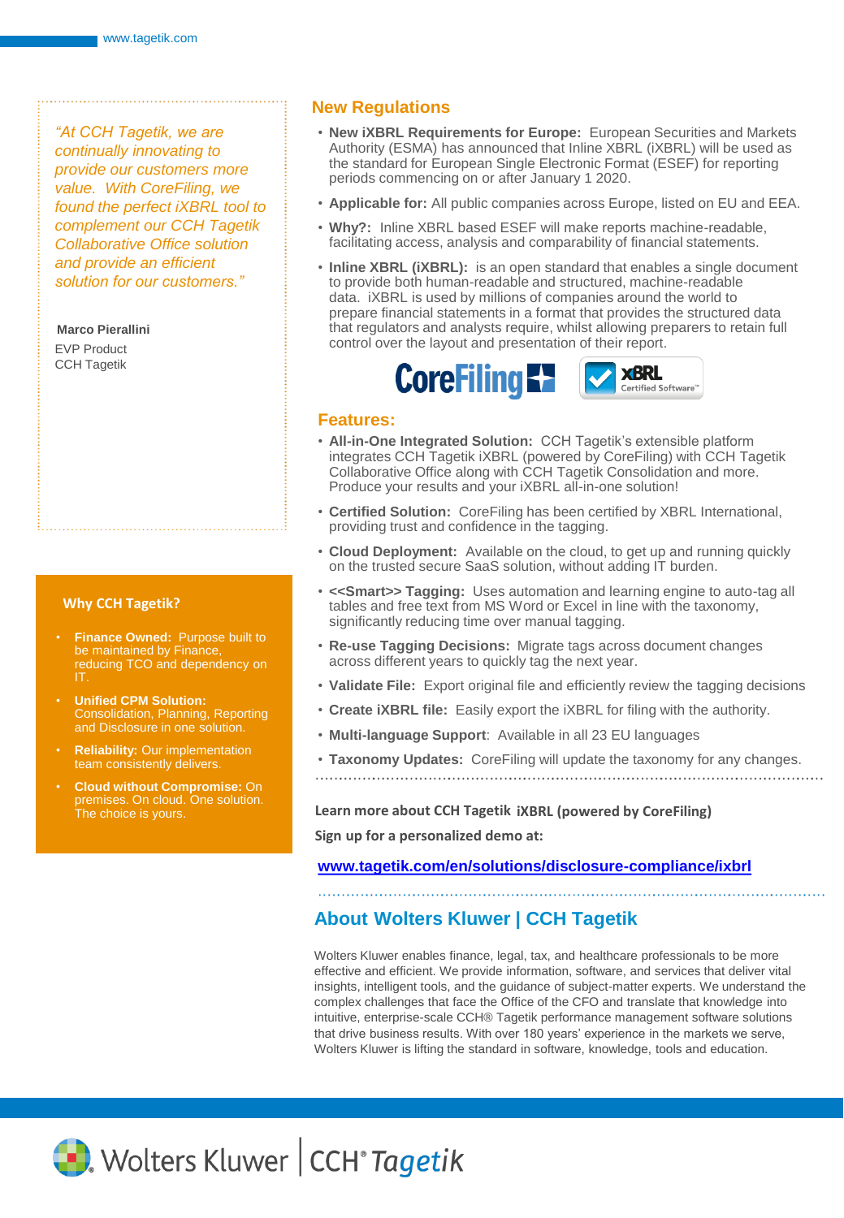*"At CCH Tagetik, we are continually innovating to provide our customers more value.  With CoreFiling, we found the perfect iXBRL tool to complement our CCH Tagetik Collaborative Office solution and provide an efficient solution for our customers."*

**Marco Pierallini**
EVP Product
CCH Tagetik

### Why CCH Tagetik?

- **Finance Owned:** Purpose built to be maintained by Finance, reducing TCO and dependency on IT.
- **Unified CPM Solution:** Consolidation, Planning, Reporting and Disclosure in one solution.
- **Reliability:** Our implementation team consistently delivers.
- **Cloud without Compromise:** On premises. On cloud. One solution. The choice is yours.

## New Regulations

- **New iXBRL Requirements for Europe:** European Securities and Markets Authority (ESMA) has announced that Inline XBRL (iXBRL) will be used as the standard for European Single Electronic Format (ESEF) for reporting periods commencing on or after January 1 2020.
- **Applicable for:** All public companies across Europe, listed on EU and EEA.
- **Why?:** Inline XBRL based ESEF will make reports machine-readable, facilitating access, analysis and comparability of financial statements.
- **Inline XBRL (iXBRL):** is an open standard that enables a single document to provide both human-readable and structured, machine-readable data. iXBRL is used by millions of companies around the world to prepare financial statements in a format that provides the structured data that regulators and analysts require, whilst allowing preparers to retain full control over the layout and presentation of their report.

CoreFiling

XBRL Certified Software™

## Features:

- **All-in-One Integrated Solution:** CCH Tagetik's extensible platform integrates CCH Tagetik iXBRL (powered by CoreFiling) with CCH Tagetik Collaborative Office along with CCH Tagetik Consolidation and more. Produce your results and your iXBRL all-in-one solution!
- **Certified Solution:** CoreFiling has been certified by XBRL International, providing trust and confidence in the tagging.
- **Cloud Deployment:** Available on the cloud, to get up and running quickly on the trusted secure SaaS solution, without adding IT burden.
- **<<Smart>> Tagging:** Uses automation and learning engine to auto-tag all tables and free text from MS Word or Excel in line with the taxonomy, significantly reducing time over manual tagging.
- **Re-use Tagging Decisions:** Migrate tags across document changes across different years to quickly tag the next year.
- **Validate File:** Export original file and efficiently review the tagging decisions
- **Create iXBRL file:** Easily export the iXBRL for filing with the authority.
- **Multi-language Support**: Available in all 23 EU languages
- **Taxonomy Updates:** CoreFiling will update the taxonomy for any changes.

**Learn more about CCH Tagetik iXBRL (powered by CoreFiling)**

**Sign up for a personalized demo at:**

[www.tagetik.com/en/solutions/disclosure-compliance/ixbrl](www.tagetik.com/en/solutions/disclosure-compliance/ixbrl)

## About Wolters Kluwer | CCH Tagetik

Wolters Kluwer enables finance, legal, tax, and healthcare professionals to be more effective and efficient. We provide information, software, and services that deliver vital insights, intelligent tools, and the guidance of subject-matter experts. We understand the complex challenges that face the Office of the CFO and translate that knowledge into intuitive, enterprise-scale CCH® Tagetik performance management software solutions that drive business results. With over 180 years' experience in the markets we serve, Wolters Kluwer is lifting the standard in software, knowledge, tools and education.

Wolters Kluwer | CCH® Tagetik